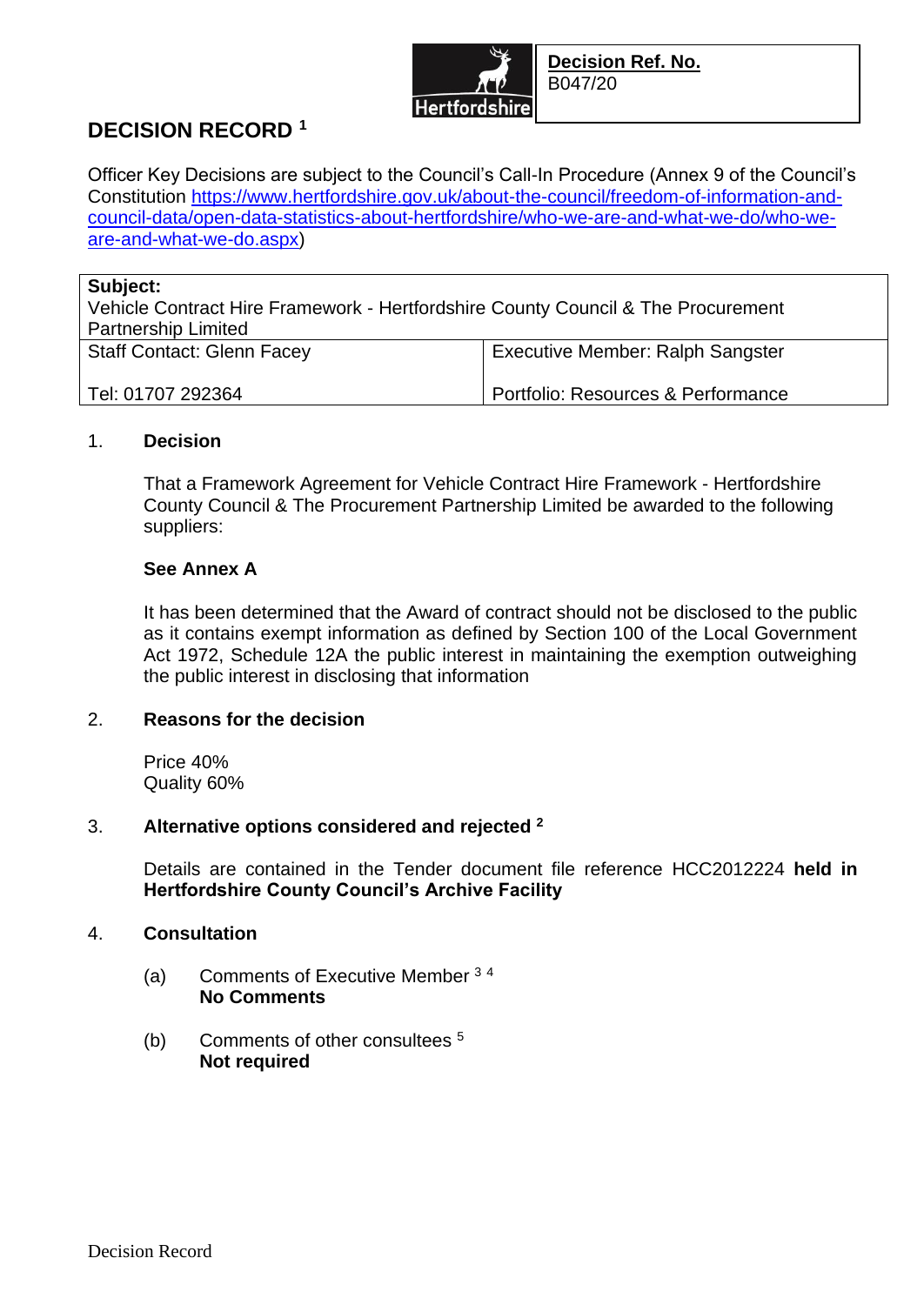**Decision Ref. No.**
B047/20

# DECISION RECORD [1]

Officer Key Decisions are subject to the Council's Call-In Procedure (Annex 9 of the Council's Constitution https://www.hertfordshire.gov.uk/about-the-council/freedom-of-information-and-council-data/open-data-statistics-about-hertfordshire/who-we-are-and-what-we-do/who-we-are-and-what-we-do.aspx)

| **Subject:** Vehicle Contract Hire Framework - Hertfordshire County Council & The Procurement Partnership Limited | |
|---|---|
| Staff Contact: Glenn Facey<br><br>Tel: 01707 292364 | Executive Member: Ralph Sangster<br><br>Portfolio: Resources & Performance |

## 1. Decision

That a Framework Agreement for Vehicle Contract Hire Framework - Hertfordshire County Council & The Procurement Partnership Limited be awarded to the following suppliers:

**See Annex A**

It has been determined that the Award of contract should not be disclosed to the public as it contains exempt information as defined by Section 100 of the Local Government Act 1972, Schedule 12A the public interest in maintaining the exemption outweighing the public interest in disclosing that information

## 2. Reasons for the decision

Price 40%
Quality 60%

## 3. Alternative options considered and rejected [2]

Details are contained in the Tender document file reference HCC2012224 **held in Hertfordshire County Council's Archive Facility**

## 4. Consultation

(a) Comments of Executive Member [3] [4]
**No Comments**

(b) Comments of other consultees [5]
**Not required**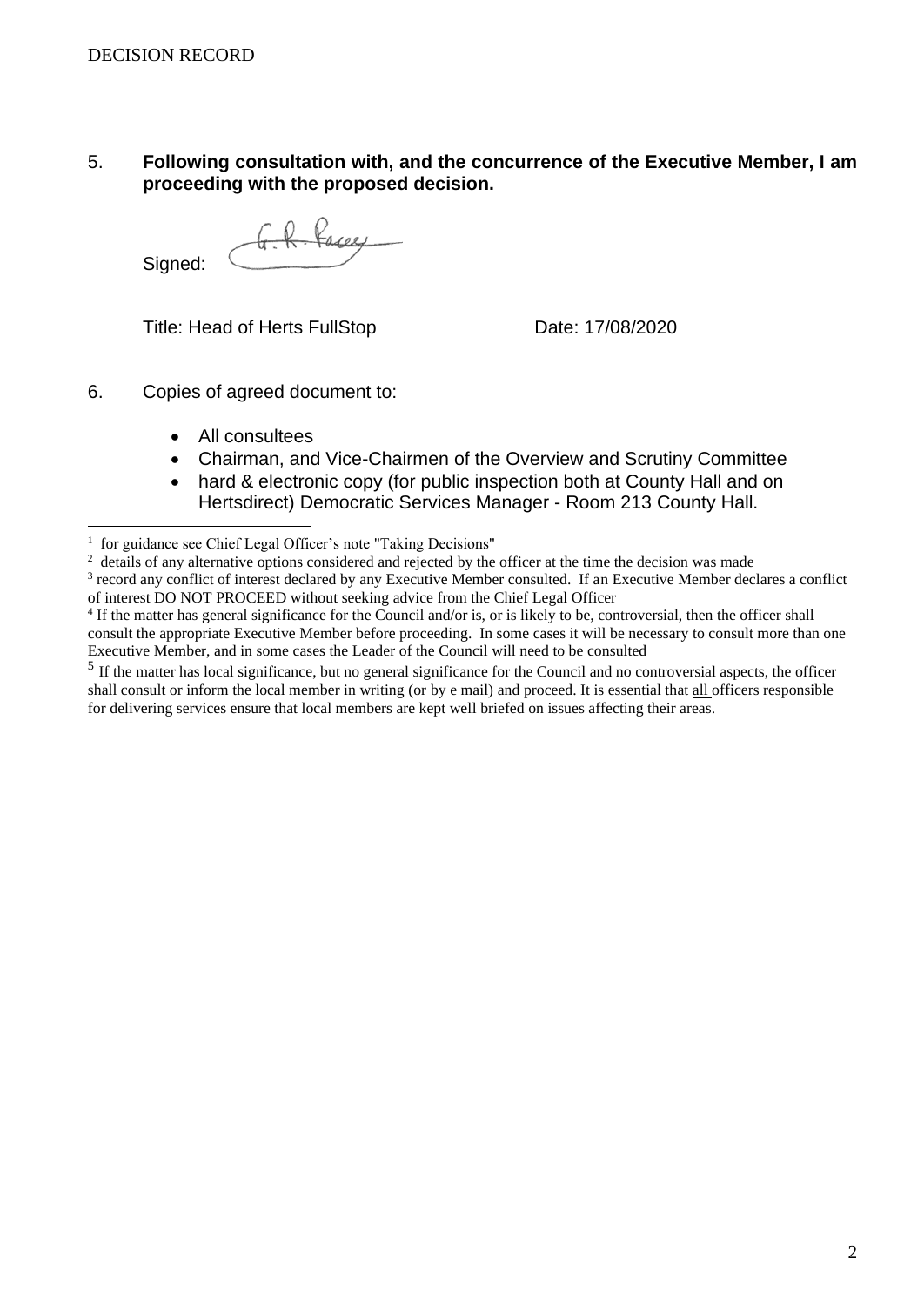DECISION RECORD

5. **Following consultation with, and the concurrence of the Executive Member, I am proceeding with the proposed decision.**

Signed: G. R. Pacey

Title: Head of Herts FullStop  Date: 17/08/2020

6. Copies of agreed document to:

- All consultees
- Chairman, and Vice-Chairmen of the Overview and Scrutiny Committee
- hard & electronic copy (for public inspection both at County Hall and on Hertsdirect) Democratic Services Manager - Room 213 County Hall.

---

[1] for guidance see Chief Legal Officer's note "Taking Decisions"

[2] details of any alternative options considered and rejected by the officer at the time the decision was made

[3] record any conflict of interest declared by any Executive Member consulted. If an Executive Member declares a conflict of interest DO NOT PROCEED without seeking advice from the Chief Legal Officer

[4] If the matter has general significance for the Council and/or is, or is likely to be, controversial, then the officer shall consult the appropriate Executive Member before proceeding. In some cases it will be necessary to consult more than one Executive Member, and in some cases the Leader of the Council will need to be consulted

[5] If the matter has local significance, but no general significance for the Council and no controversial aspects, the officer shall consult or inform the local member in writing (or by e mail) and proceed. It is essential that all officers responsible for delivering services ensure that local members are kept well briefed on issues affecting their areas.